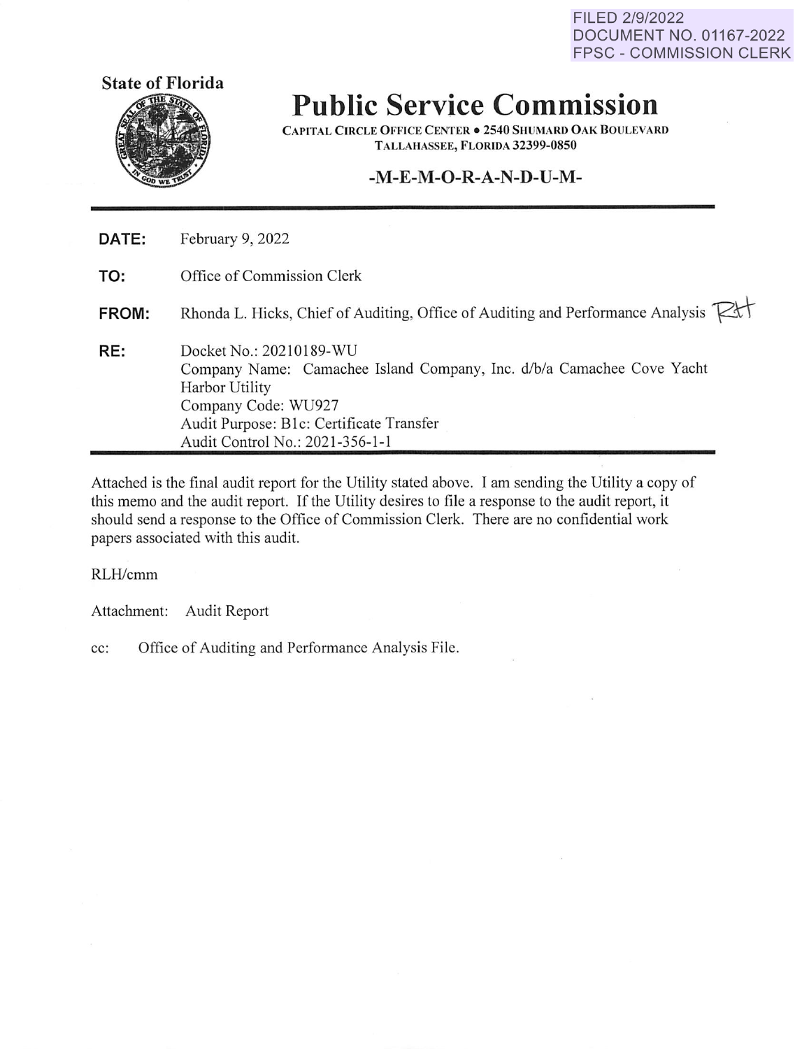FILED 2/9/2022
DOCUMENT NO. 01167-2022
FPSC - COMMISSION CLERK

**State of Florida**

# Public Service Commission

CAPITAL CIRCLE OFFICE CENTER • 2540 SHUMARD OAK BOULEVARD
TALLAHASSEE, FLORIDA 32399-0850

## -M-E-M-O-R-A-N-D-U-M-

**DATE:** February 9, 2022

**TO:** Office of Commission Clerk

**FROM:** Rhonda L. Hicks, Chief of Auditing, Office of Auditing and Performance Analysis RLH

**RE:** Docket No.: 20210189-WU
Company Name: Camachee Island Company, Inc. d/b/a Camachee Cove Yacht Harbor Utility
Company Code: WU927
Audit Purpose: B1c: Certificate Transfer
Audit Control No.: 2021-356-1-1

Attached is the final audit report for the Utility stated above. I am sending the Utility a copy of this memo and the audit report. If the Utility desires to file a response to the audit report, it should send a response to the Office of Commission Clerk. There are no confidential work papers associated with this audit.

RLH/cmm

Attachment: Audit Report

cc: Office of Auditing and Performance Analysis File.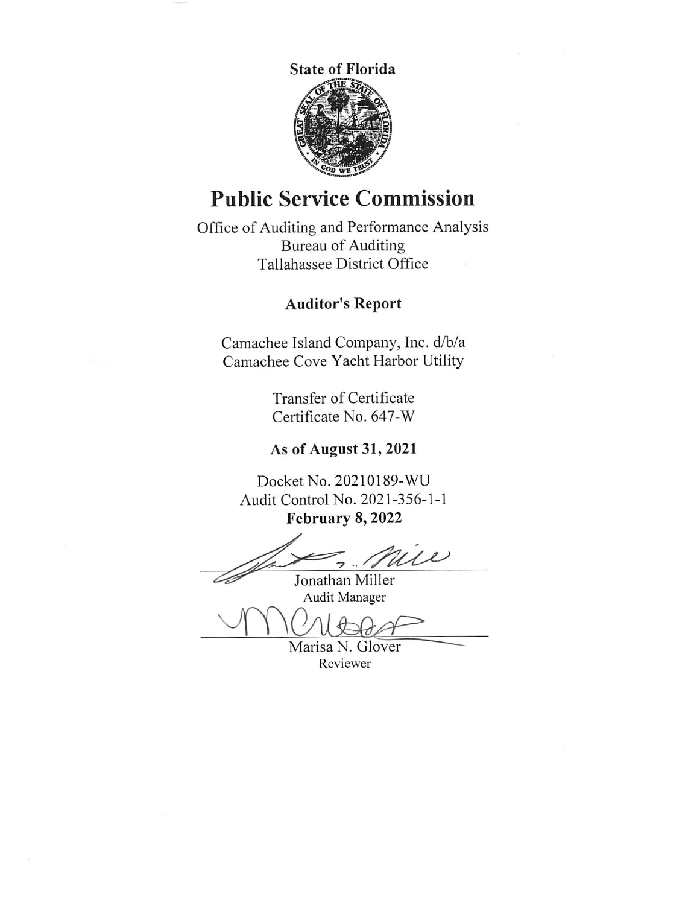State of Florida

# Public Service Commission

Office of Auditing and Performance Analysis
Bureau of Auditing
Tallahassee District Office

## Auditor's Report

Camachee Island Company, Inc. d/b/a
Camachee Cove Yacht Harbor Utility

Transfer of Certificate
Certificate No. 647-W

**As of August 31, 2021**

Docket No. 20210189-WU
Audit Control No. 2021-356-1-1
**February 8, 2022**

Jonathan Miller
Audit Manager

Marisa N. Glover
Reviewer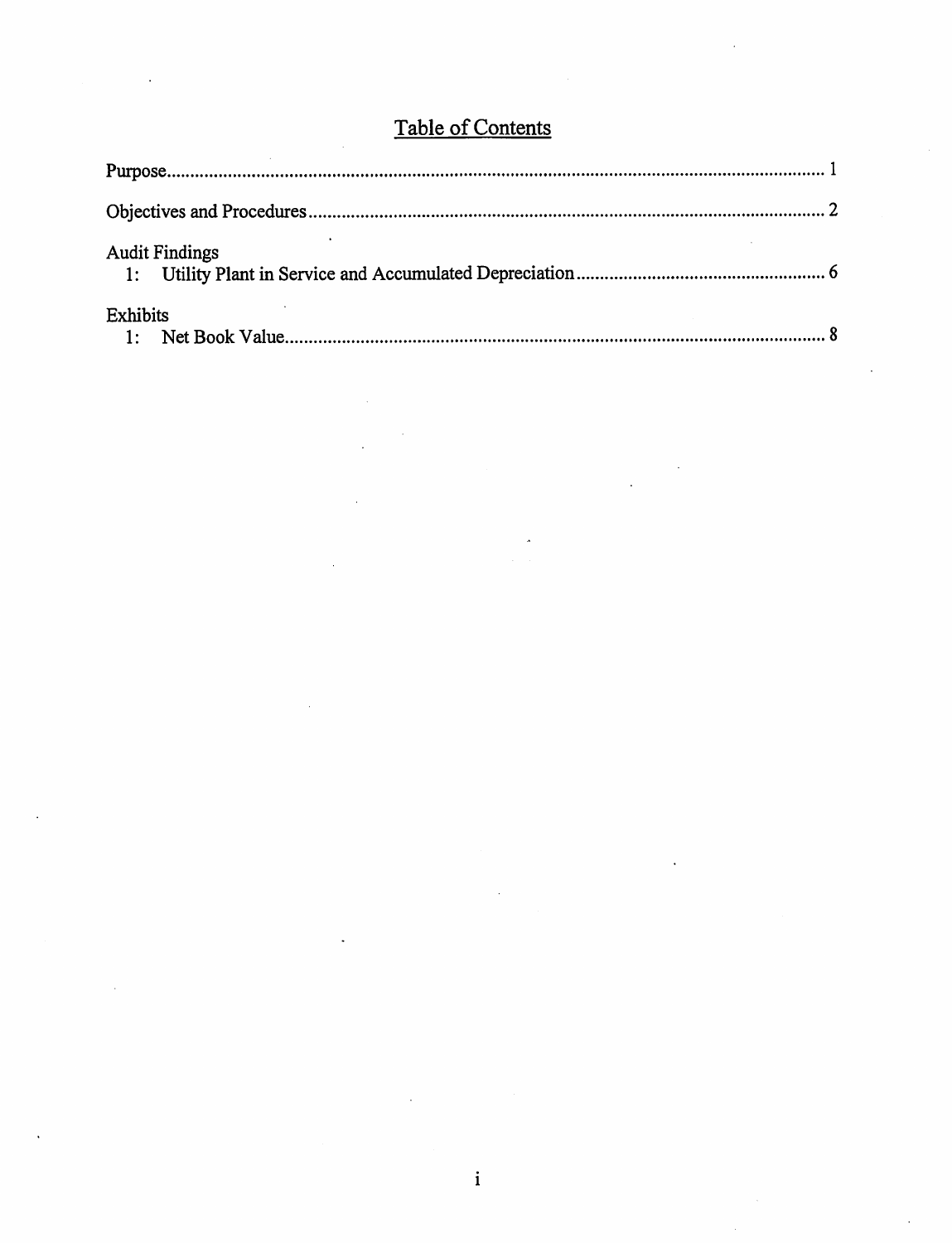# Table of Contents

Purpose.......................................................................................................................................... 1

Objectives and Procedures .......................................................................................................... 2

Audit Findings
- 1: Utility Plant in Service and Accumulated Depreciation .................................................... 6

Exhibits
- 1: Net Book Value................................................................................................................. 8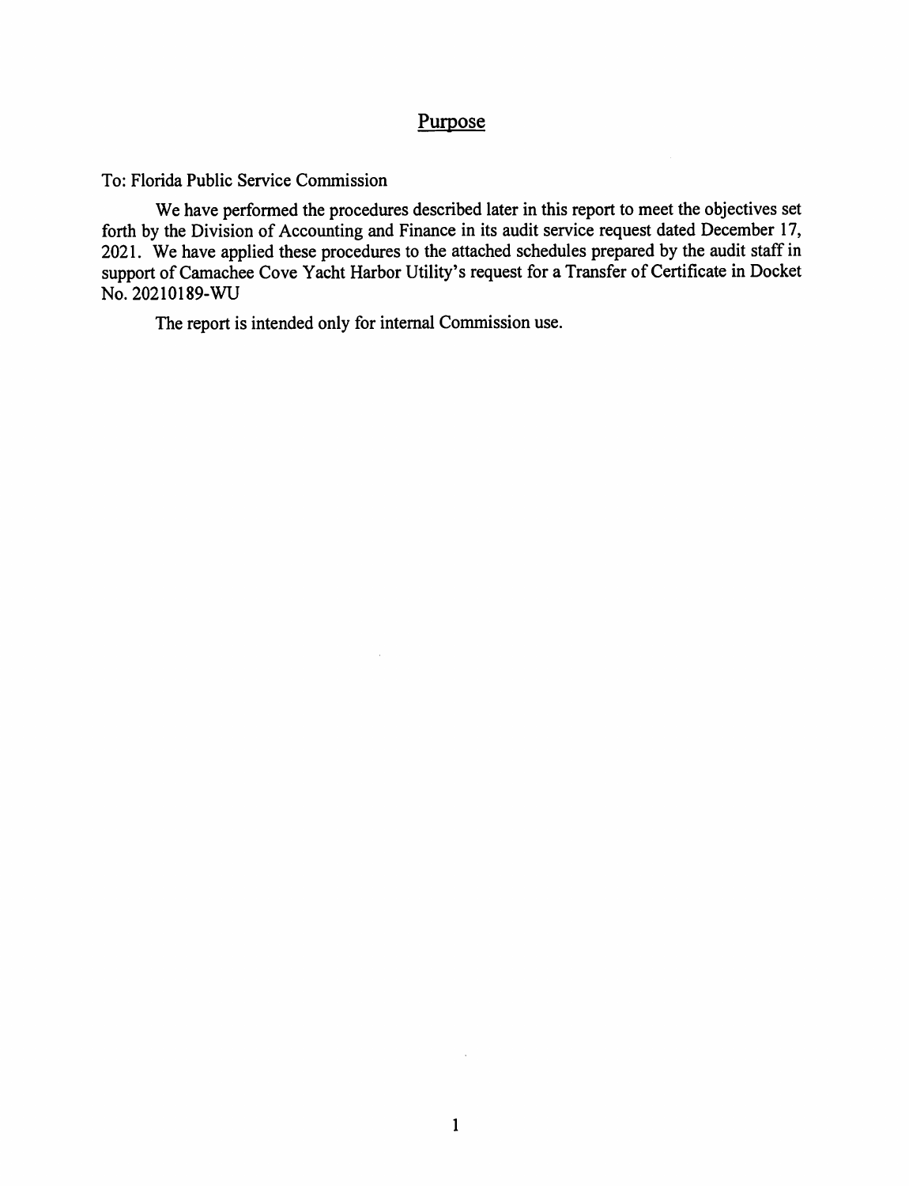# Purpose

To: Florida Public Service Commission

We have performed the procedures described later in this report to meet the objectives set forth by the Division of Accounting and Finance in its audit service request dated December 17, 2021. We have applied these procedures to the attached schedules prepared by the audit staff in support of Camachee Cove Yacht Harbor Utility's request for a Transfer of Certificate in Docket No. 20210189-WU

The report is intended only for internal Commission use.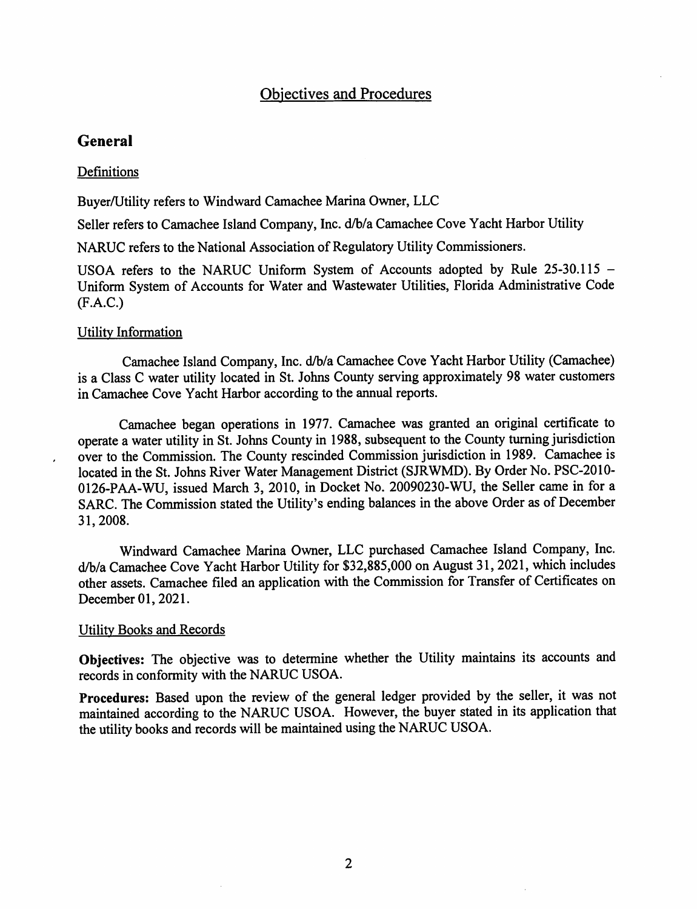## Objectives and Procedures

# General

### Definitions

Buyer/Utility refers to Windward Camachee Marina Owner, LLC

Seller refers to Camachee Island Company, Inc. d/b/a Camachee Cove Yacht Harbor Utility

NARUC refers to the National Association of Regulatory Utility Commissioners.

USOA refers to the NARUC Uniform System of Accounts adopted by Rule 25-30.115 – Uniform System of Accounts for Water and Wastewater Utilities, Florida Administrative Code (F.A.C.)

### Utility Information

Camachee Island Company, Inc. d/b/a Camachee Cove Yacht Harbor Utility (Camachee) is a Class C water utility located in St. Johns County serving approximately 98 water customers in Camachee Cove Yacht Harbor according to the annual reports.

Camachee began operations in 1977. Camachee was granted an original certificate to operate a water utility in St. Johns County in 1988, subsequent to the County turning jurisdiction over to the Commission. The County rescinded Commission jurisdiction in 1989. Camachee is located in the St. Johns River Water Management District (SJRWMD). By Order No. PSC-2010-0126-PAA-WU, issued March 3, 2010, in Docket No. 20090230-WU, the Seller came in for a SARC. The Commission stated the Utility's ending balances in the above Order as of December 31, 2008.

Windward Camachee Marina Owner, LLC purchased Camachee Island Company, Inc. d/b/a Camachee Cove Yacht Harbor Utility for $32,885,000 on August 31, 2021, which includes other assets. Camachee filed an application with the Commission for Transfer of Certificates on December 01, 2021.

### Utility Books and Records

**Objectives:** The objective was to determine whether the Utility maintains its accounts and records in conformity with the NARUC USOA.

**Procedures:** Based upon the review of the general ledger provided by the seller, it was not maintained according to the NARUC USOA. However, the buyer stated in its application that the utility books and records will be maintained using the NARUC USOA.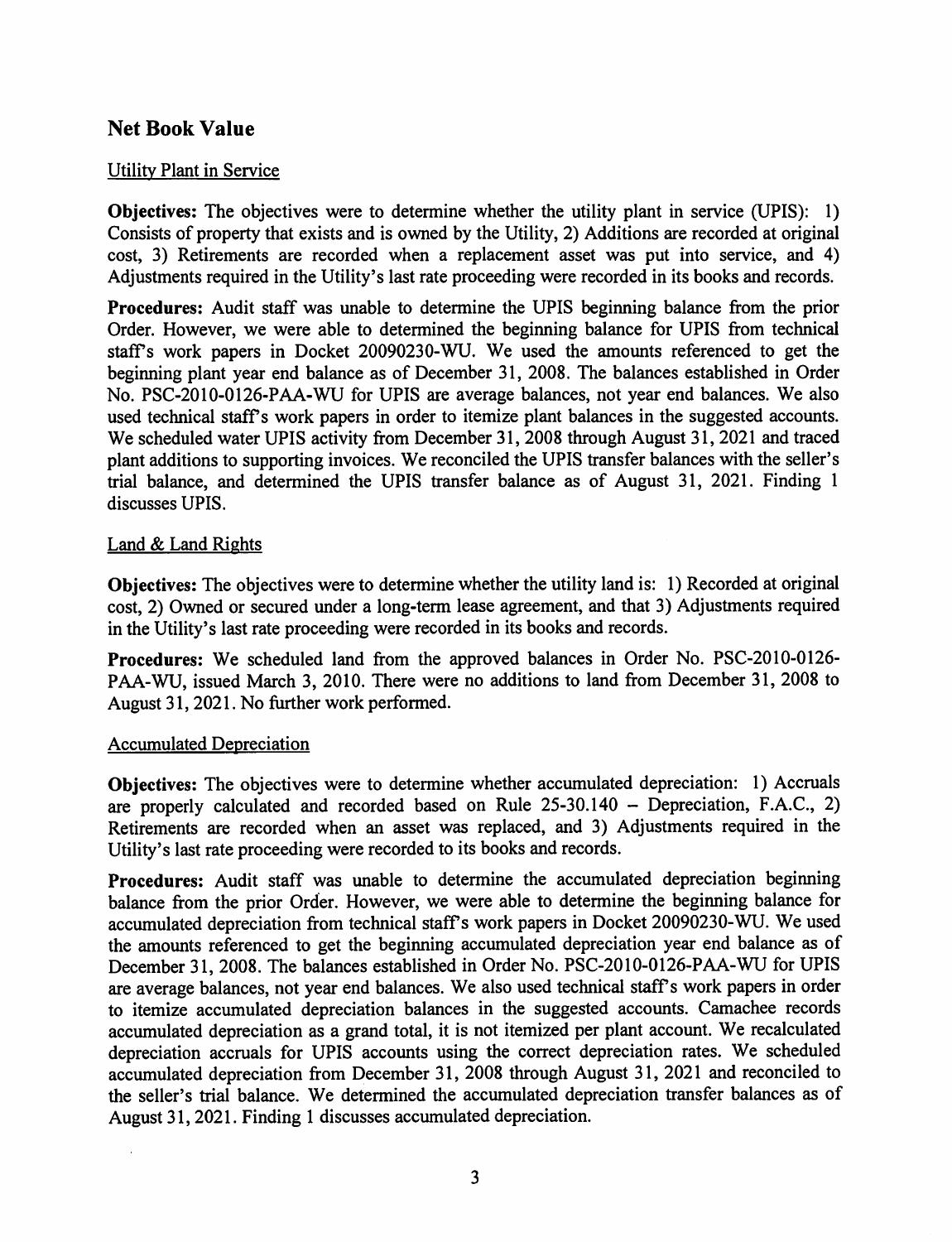## Net Book Value

### Utility Plant in Service

**Objectives:** The objectives were to determine whether the utility plant in service (UPIS): 1) Consists of property that exists and is owned by the Utility, 2) Additions are recorded at original cost, 3) Retirements are recorded when a replacement asset was put into service, and 4) Adjustments required in the Utility's last rate proceeding were recorded in its books and records.

**Procedures:** Audit staff was unable to determine the UPIS beginning balance from the prior Order. However, we were able to determined the beginning balance for UPIS from technical staff's work papers in Docket 20090230-WU. We used the amounts referenced to get the beginning plant year end balance as of December 31, 2008. The balances established in Order No. PSC-2010-0126-PAA-WU for UPIS are average balances, not year end balances. We also used technical staff's work papers in order to itemize plant balances in the suggested accounts. We scheduled water UPIS activity from December 31, 2008 through August 31, 2021 and traced plant additions to supporting invoices. We reconciled the UPIS transfer balances with the seller's trial balance, and determined the UPIS transfer balance as of August 31, 2021. Finding 1 discusses UPIS.

### Land & Land Rights

**Objectives:** The objectives were to determine whether the utility land is: 1) Recorded at original cost, 2) Owned or secured under a long-term lease agreement, and that 3) Adjustments required in the Utility's last rate proceeding were recorded in its books and records.

**Procedures:** We scheduled land from the approved balances in Order No. PSC-2010-0126-PAA-WU, issued March 3, 2010. There were no additions to land from December 31, 2008 to August 31, 2021. No further work performed.

### Accumulated Depreciation

**Objectives:** The objectives were to determine whether accumulated depreciation: 1) Accruals are properly calculated and recorded based on Rule 25-30.140 – Depreciation, F.A.C., 2) Retirements are recorded when an asset was replaced, and 3) Adjustments required in the Utility's last rate proceeding were recorded to its books and records.

**Procedures:** Audit staff was unable to determine the accumulated depreciation beginning balance from the prior Order. However, we were able to determine the beginning balance for accumulated depreciation from technical staff's work papers in Docket 20090230-WU. We used the amounts referenced to get the beginning accumulated depreciation year end balance as of December 31, 2008. The balances established in Order No. PSC-2010-0126-PAA-WU for UPIS are average balances, not year end balances. We also used technical staff's work papers in order to itemize accumulated depreciation balances in the suggested accounts. Camachee records accumulated depreciation as a grand total, it is not itemized per plant account. We recalculated depreciation accruals for UPIS accounts using the correct depreciation rates. We scheduled accumulated depreciation from December 31, 2008 through August 31, 2021 and reconciled to the seller's trial balance. We determined the accumulated depreciation transfer balances as of August 31, 2021. Finding 1 discusses accumulated depreciation.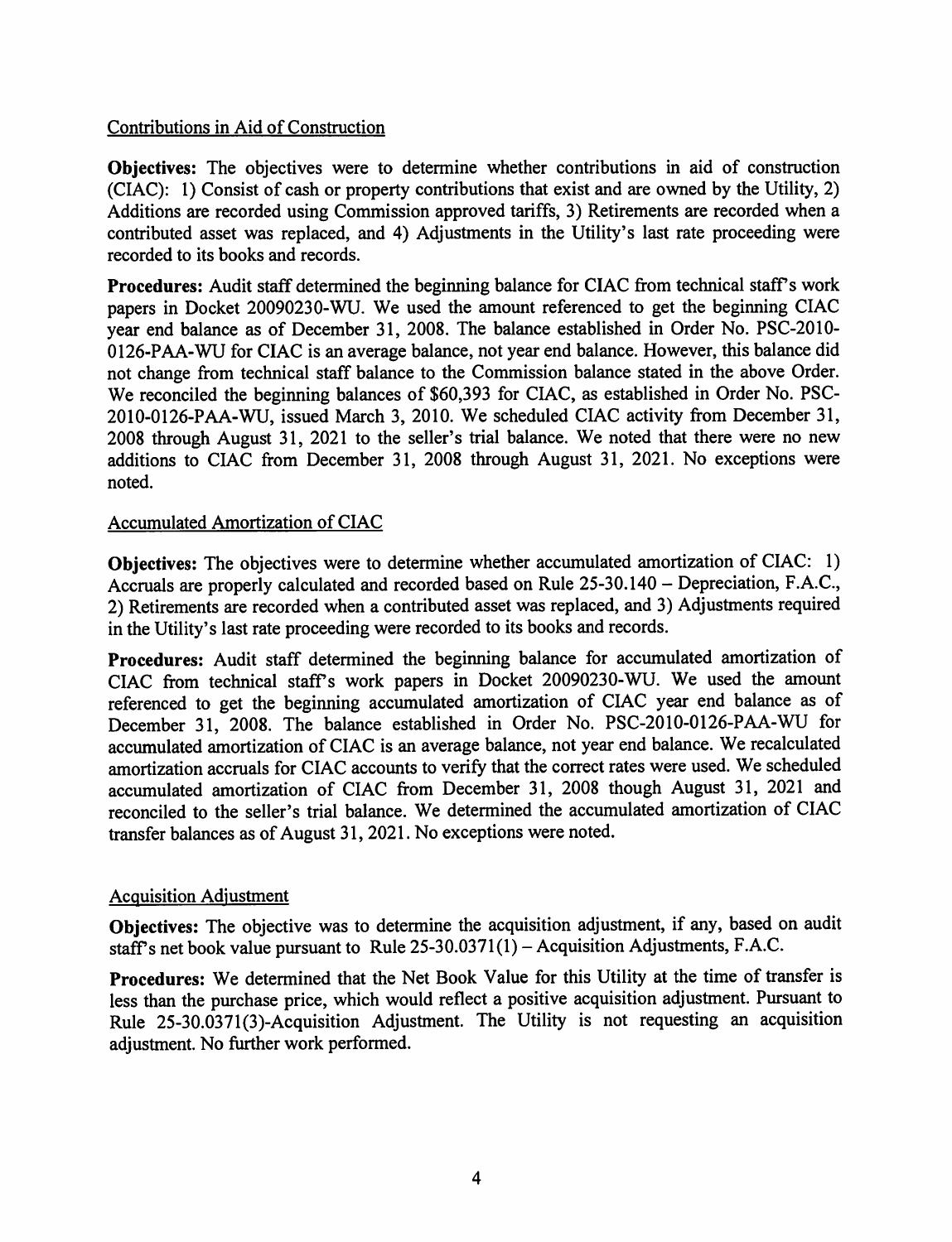Contributions in Aid of Construction

**Objectives:** The objectives were to determine whether contributions in aid of construction (CIAC): 1) Consist of cash or property contributions that exist and are owned by the Utility, 2) Additions are recorded using Commission approved tariffs, 3) Retirements are recorded when a contributed asset was replaced, and 4) Adjustments in the Utility's last rate proceeding were recorded to its books and records.

**Procedures:** Audit staff determined the beginning balance for CIAC from technical staff's work papers in Docket 20090230-WU. We used the amount referenced to get the beginning CIAC year end balance as of December 31, 2008. The balance established in Order No. PSC-2010-0126-PAA-WU for CIAC is an average balance, not year end balance. However, this balance did not change from technical staff balance to the Commission balance stated in the above Order. We reconciled the beginning balances of $60,393 for CIAC, as established in Order No. PSC-2010-0126-PAA-WU, issued March 3, 2010. We scheduled CIAC activity from December 31, 2008 through August 31, 2021 to the seller's trial balance. We noted that there were no new additions to CIAC from December 31, 2008 through August 31, 2021. No exceptions were noted.

Accumulated Amortization of CIAC

**Objectives:** The objectives were to determine whether accumulated amortization of CIAC: 1) Accruals are properly calculated and recorded based on Rule 25-30.140 – Depreciation, F.A.C., 2) Retirements are recorded when a contributed asset was replaced, and 3) Adjustments required in the Utility's last rate proceeding were recorded to its books and records.

**Procedures:** Audit staff determined the beginning balance for accumulated amortization of CIAC from technical staff's work papers in Docket 20090230-WU. We used the amount referenced to get the beginning accumulated amortization of CIAC year end balance as of December 31, 2008. The balance established in Order No. PSC-2010-0126-PAA-WU for accumulated amortization of CIAC is an average balance, not year end balance. We recalculated amortization accruals for CIAC accounts to verify that the correct rates were used. We scheduled accumulated amortization of CIAC from December 31, 2008 though August 31, 2021 and reconciled to the seller's trial balance. We determined the accumulated amortization of CIAC transfer balances as of August 31, 2021. No exceptions were noted.

Acquisition Adjustment

**Objectives:** The objective was to determine the acquisition adjustment, if any, based on audit staff's net book value pursuant to Rule 25-30.0371(1) – Acquisition Adjustments, F.A.C.

**Procedures:** We determined that the Net Book Value for this Utility at the time of transfer is less than the purchase price, which would reflect a positive acquisition adjustment. Pursuant to Rule 25-30.0371(3)-Acquisition Adjustment. The Utility is not requesting an acquisition adjustment. No further work performed.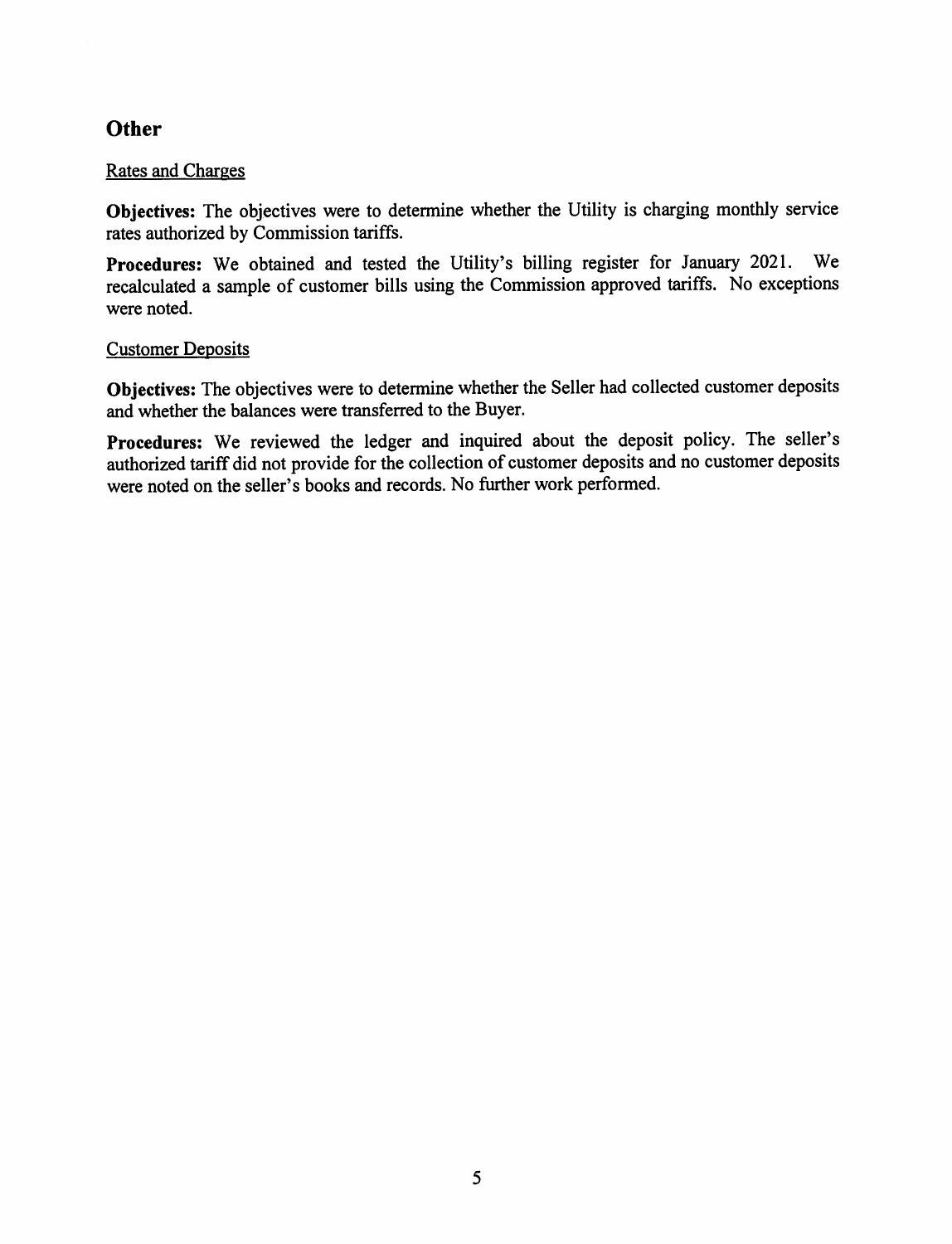## Other

Rates and Charges

**Objectives:** The objectives were to determine whether the Utility is charging monthly service rates authorized by Commission tariffs.

**Procedures:** We obtained and tested the Utility's billing register for January 2021. We recalculated a sample of customer bills using the Commission approved tariffs. No exceptions were noted.

Customer Deposits

**Objectives:** The objectives were to determine whether the Seller had collected customer deposits and whether the balances were transferred to the Buyer.

**Procedures:** We reviewed the ledger and inquired about the deposit policy. The seller's authorized tariff did not provide for the collection of customer deposits and no customer deposits were noted on the seller's books and records. No further work performed.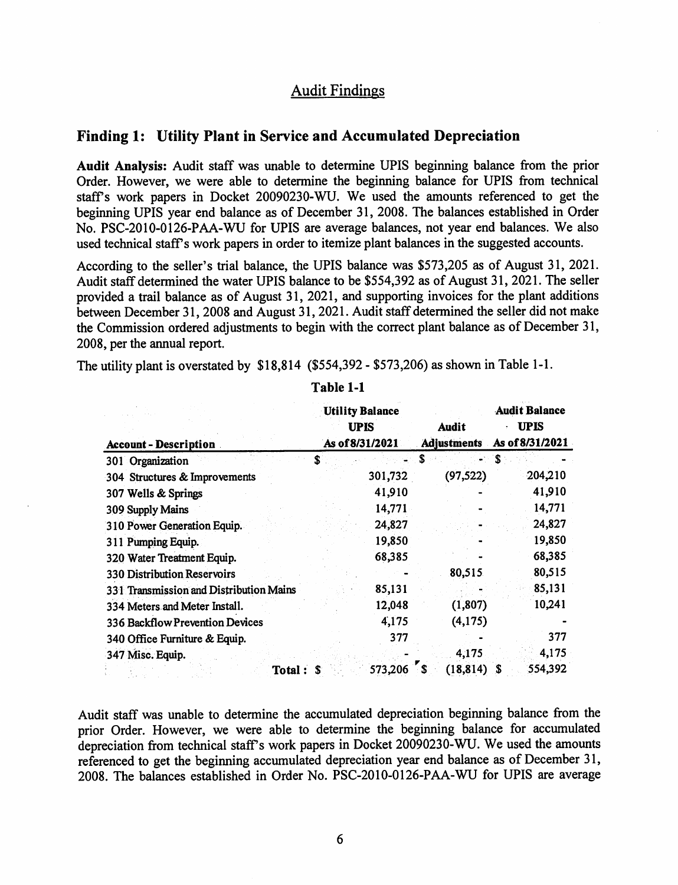## Audit Findings

### Finding 1: Utility Plant in Service and Accumulated Depreciation

**Audit Analysis:** Audit staff was unable to determine UPIS beginning balance from the prior Order. However, we were able to determine the beginning balance for UPIS from technical staff's work papers in Docket 20090230-WU. We used the amounts referenced to get the beginning UPIS year end balance as of December 31, 2008. The balances established in Order No. PSC-2010-0126-PAA-WU for UPIS are average balances, not year end balances. We also used technical staff's work papers in order to itemize plant balances in the suggested accounts.

According to the seller's trial balance, the UPIS balance was $573,205 as of August 31, 2021. Audit staff determined the water UPIS balance to be $554,392 as of August 31, 2021. The seller provided a trail balance as of August 31, 2021, and supporting invoices for the plant additions between December 31, 2008 and August 31, 2021. Audit staff determined the seller did not make the Commission ordered adjustments to begin with the correct plant balance as of December 31, 2008, per the annual report.

The utility plant is overstated by $18,814 ($554,392 - $573,206) as shown in Table 1-1.

**Table 1-1**

| Account - Description | Utility Balance UPIS As of 8/31/2021 | Audit Adjustments | Audit Balance UPIS As of 8/31/2021 |
|---|---|---|---|
| 301 Organization | $ - | $ - | $ - |
| 304 Structures & Improvements | 301,732 | (97,522) | 204,210 |
| 307 Wells & Springs | 41,910 | - | 41,910 |
| 309 Supply Mains | 14,771 | - | 14,771 |
| 310 Power Generation Equip. | 24,827 | - | 24,827 |
| 311 Pumping Equip. | 19,850 | - | 19,850 |
| 320 Water Treatment Equip. | 68,385 | - | 68,385 |
| 330 Distribution Reservoirs | - | 80,515 | 80,515 |
| 331 Transmission and Distribution Mains | 85,131 | - | 85,131 |
| 334 Meters and Meter Install. | 12,048 | (1,807) | 10,241 |
| 336 Backflow Prevention Devices | 4,175 | (4,175) | - |
| 340 Office Furniture & Equip. | 377 | - | 377 |
| 347 Misc. Equip. | - | 4,175 | 4,175 |
| Total: | $ 573,206 | $ (18,814) | $ 554,392 |

Audit staff was unable to determine the accumulated depreciation beginning balance from the prior Order. However, we were able to determine the beginning balance for accumulated depreciation from technical staff's work papers in Docket 20090230-WU. We used the amounts referenced to get the beginning accumulated depreciation year end balance as of December 31, 2008. The balances established in Order No. PSC-2010-0126-PAA-WU for UPIS are average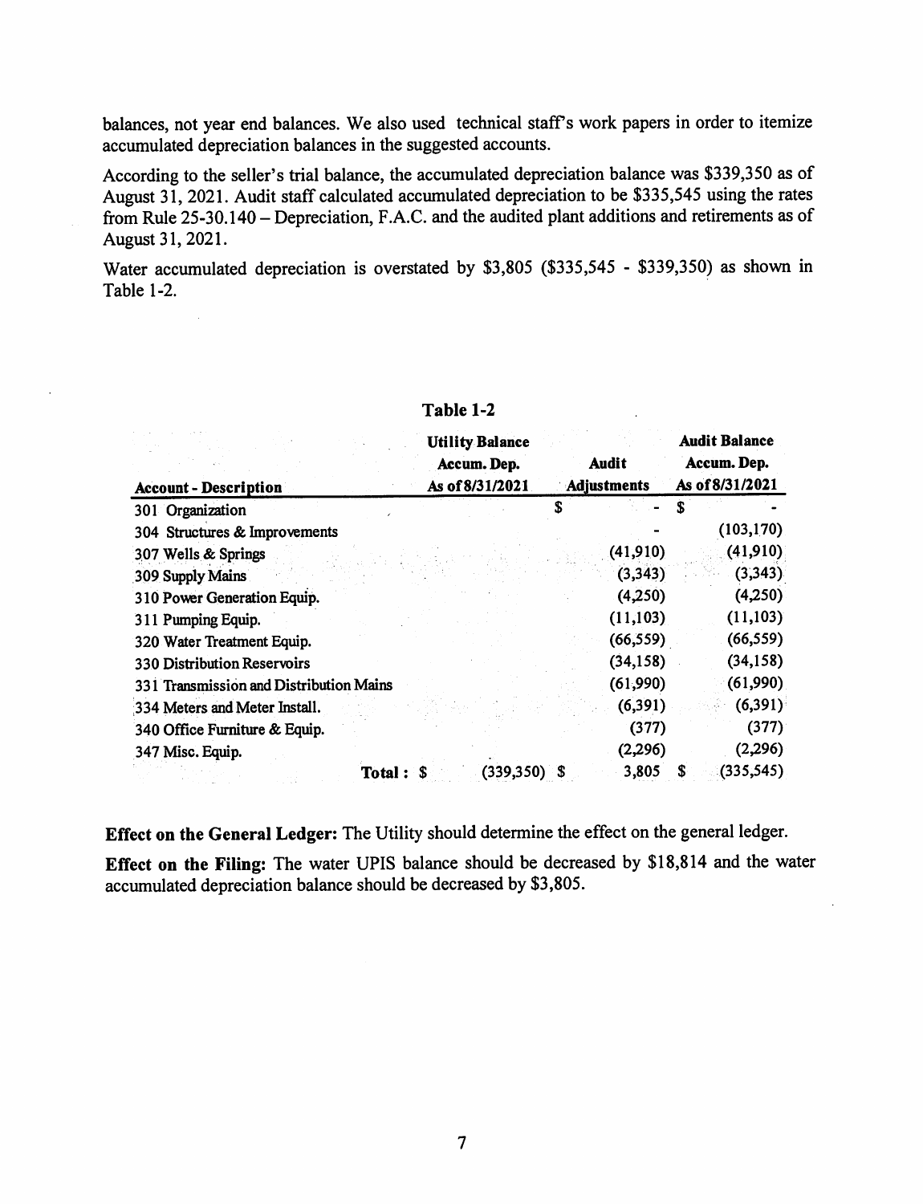balances, not year end balances. We also used technical staff's work papers in order to itemize accumulated depreciation balances in the suggested accounts.

According to the seller's trial balance, the accumulated depreciation balance was $339,350 as of August 31, 2021. Audit staff calculated accumulated depreciation to be $335,545 using the rates from Rule 25-30.140 – Depreciation, F.A.C. and the audited plant additions and retirements as of August 31, 2021.

Water accumulated depreciation is overstated by $3,805 ($335,545 - $339,350) as shown in Table 1-2.

**Table 1-2**

| Account - Description | Utility Balance Accum. Dep. As of 8/31/2021 | Audit Adjustments | Audit Balance Accum. Dep. As of 8/31/2021 |
|---|---|---|---|
| 301 Organization | | $ - | $ - |
| 304 Structures & Improvements | | - | (103,170) |
| 307 Wells & Springs | | (41,910) | (41,910) |
| 309 Supply Mains | | (3,343) | (3,343) |
| 310 Power Generation Equip. | | (4,250) | (4,250) |
| 311 Pumping Equip. | | (11,103) | (11,103) |
| 320 Water Treatment Equip. | | (66,559) | (66,559) |
| 330 Distribution Reservoirs | | (34,158) | (34,158) |
| 331 Transmission and Distribution Mains | | (61,990) | (61,990) |
| 334 Meters and Meter Install. | | (6,391) | (6,391) |
| 340 Office Furniture & Equip. | | (377) | (377) |
| 347 Misc. Equip. | | (2,296) | (2,296) |
| **Total :** | $ (339,350) | $ 3,805 | $ (335,545) |

**Effect on the General Ledger:** The Utility should determine the effect on the general ledger.

**Effect on the Filing:** The water UPIS balance should be decreased by $18,814 and the water accumulated depreciation balance should be decreased by $3,805.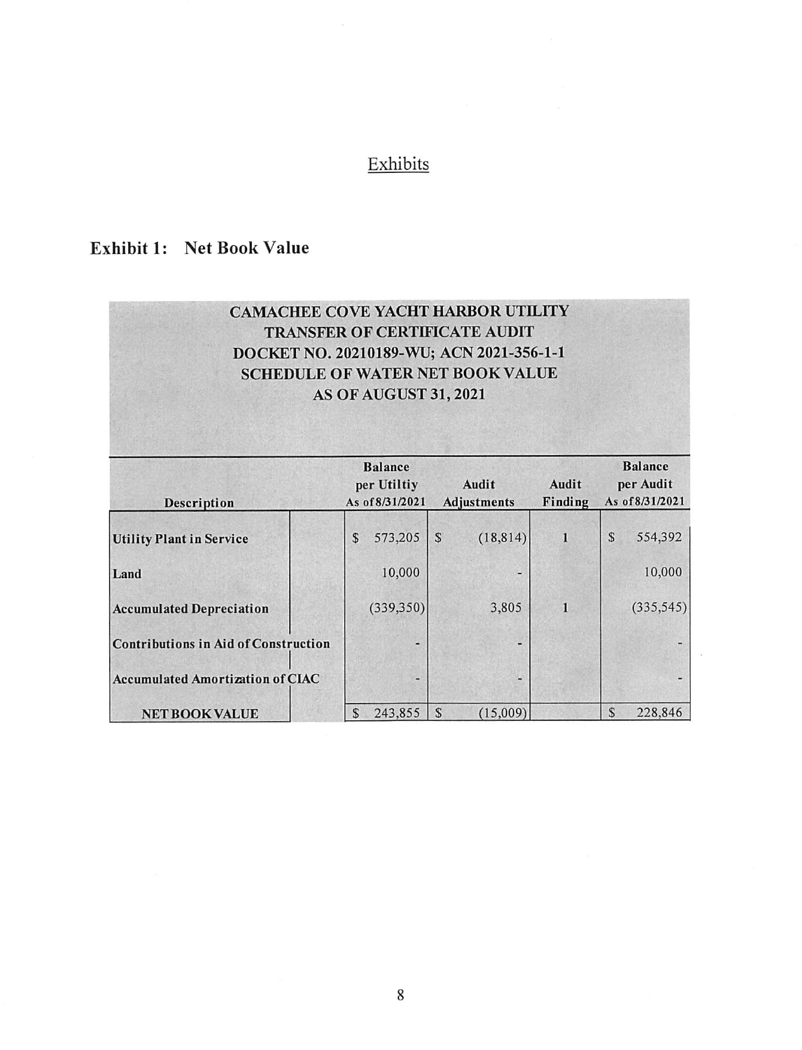## Exhibits

### Exhibit 1: Net Book Value

**CAMACHEE COVE YACHT HARBOR UTILITY**
**TRANSFER OF CERTIFICATE AUDIT**
**DOCKET NO. 20210189-WU; ACN 2021-356-1-1**
**SCHEDULE OF WATER NET BOOK VALUE**
**AS OF AUGUST 31, 2021**

| Description | Balance per Utiltiy As of 8/31/2021 | Audit Adjustments | Audit Finding | Balance per Audit As of 8/31/2021 |
|---|---|---|---|---|
| Utility Plant in Service | $ 573,205 | $ (18,814) | 1 | $ 554,392 |
| Land | 10,000 | - | | 10,000 |
| Accumulated Depreciation | (339,350) | 3,805 | 1 | (335,545) |
| Contributions in Aid of Construction | - | - | | - |
| Accumulated Amortization of CIAC | - | - | | - |
| NET BOOK VALUE | $ 243,855 | $ (15,009) | | $ 228,846 |